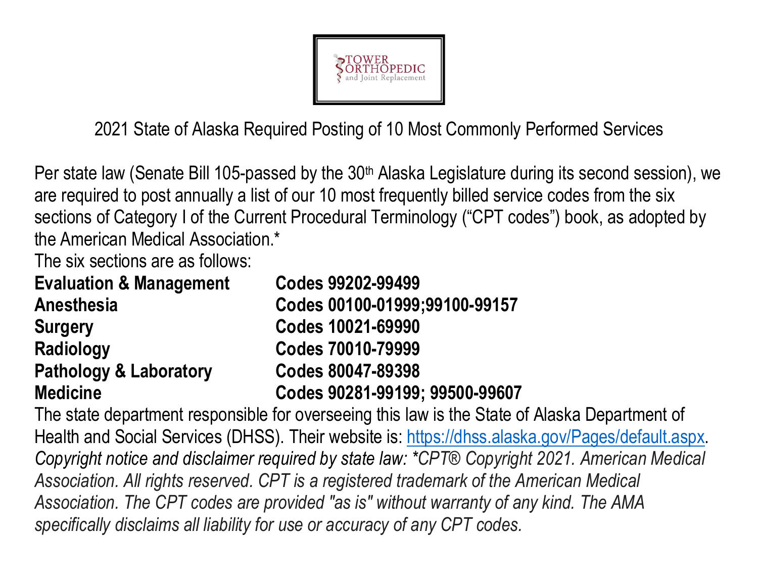TOWER ORTHOPEDIC and Joint Replacement

2021 State of Alaska Required Posting of 10 Most Commonly Performed Services

Per state law (Senate Bill 105-passed by the 30th Alaska Legislature during its second session), we are required to post annually a list of our 10 most frequently billed service codes from the six sections of Category I of the Current Procedural Terminology ("CPT codes") book, as adopted by the American Medical Association.*

The six sections are as follows:

| | |
|---|---|
| **Evaluation & Management** | **Codes 99202-99499** |
| **Anesthesia** | **Codes 00100-01999;99100-99157** |
| **Surgery** | **Codes 10021-69990** |
| **Radiology** | **Codes 70010-79999** |
| **Pathology & Laboratory** | **Codes 80047-89398** |
| **Medicine** | **Codes 90281-99199; 99500-99607** |

The state department responsible for overseeing this law is the State of Alaska Department of Health and Social Services (DHSS). Their website is: https://dhss.alaska.gov/Pages/default.aspx.

*Copyright notice and disclaimer required by state law: *CPT® Copyright 2021. American Medical Association. All rights reserved. CPT is a registered trademark of the American Medical Association. The CPT codes are provided "as is" without warranty of any kind. The AMA specifically disclaims all liability for use or accuracy of any CPT codes.*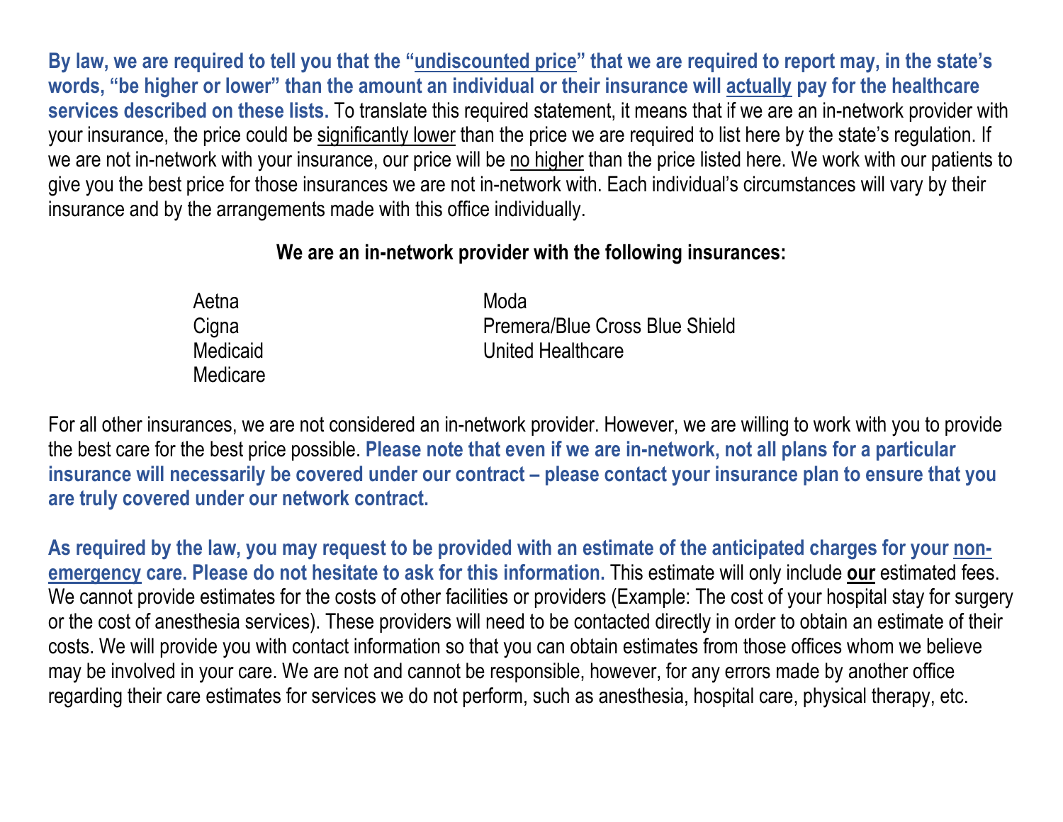**By law, we are required to tell you that the "undiscounted price" that we are required to report may, in the state's words, "be higher or lower" than the amount an individual or their insurance will actually pay for the healthcare services described on these lists.** To translate this required statement, it means that if we are an in-network provider with your insurance, the price could be significantly lower than the price we are required to list here by the state's regulation. If we are not in-network with your insurance, our price will be no higher than the price listed here. We work with our patients to give you the best price for those insurances we are not in-network with. Each individual's circumstances will vary by their insurance and by the arrangements made with this office individually.

**We are an in-network provider with the following insurances:**

- Aetna
- Cigna
- Medicaid
- Medicare
- Moda
- Premera/Blue Cross Blue Shield
- United Healthcare

For all other insurances, we are not considered an in-network provider. However, we are willing to work with you to provide the best care for the best price possible. **Please note that even if we are in-network, not all plans for a particular insurance will necessarily be covered under our contract – please contact your insurance plan to ensure that you are truly covered under our network contract.**

**As required by the law, you may request to be provided with an estimate of the anticipated charges for your non-emergency care. Please do not hesitate to ask for this information.** This estimate will only include **our** estimated fees. We cannot provide estimates for the costs of other facilities or providers (Example: The cost of your hospital stay for surgery or the cost of anesthesia services). These providers will need to be contacted directly in order to obtain an estimate of their costs. We will provide you with contact information so that you can obtain estimates from those offices whom we believe may be involved in your care. We are not and cannot be responsible, however, for any errors made by another office regarding their care estimates for services we do not perform, such as anesthesia, hospital care, physical therapy, etc.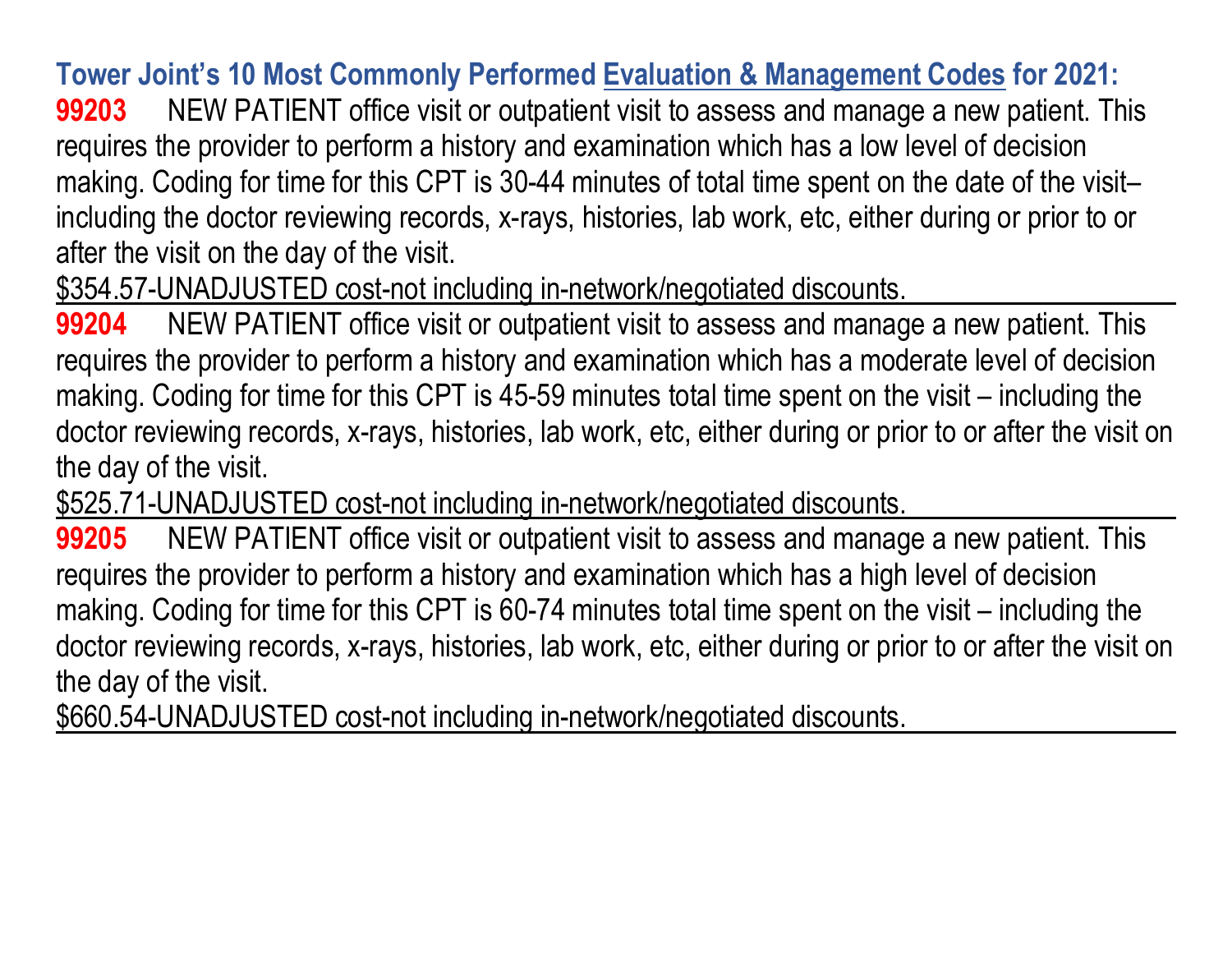## Tower Joint's 10 Most Commonly Performed Evaluation & Management Codes for 2021:

**99203** NEW PATIENT office visit or outpatient visit to assess and manage a new patient. This requires the provider to perform a history and examination which has a low level of decision making. Coding for time for this CPT is 30-44 minutes of total time spent on the date of the visit– including the doctor reviewing records, x-rays, histories, lab work, etc, either during or prior to or after the visit on the day of the visit.

$354.57-UNADJUSTED cost-not including in-network/negotiated discounts.

---

**99204** NEW PATIENT office visit or outpatient visit to assess and manage a new patient. This requires the provider to perform a history and examination which has a moderate level of decision making. Coding for time for this CPT is 45-59 minutes total time spent on the visit – including the doctor reviewing records, x-rays, histories, lab work, etc, either during or prior to or after the visit on the day of the visit.

$525.71-UNADJUSTED cost-not including in-network/negotiated discounts.

---

**99205** NEW PATIENT office visit or outpatient visit to assess and manage a new patient. This requires the provider to perform a history and examination which has a high level of decision making. Coding for time for this CPT is 60-74 minutes total time spent on the visit – including the doctor reviewing records, x-rays, histories, lab work, etc, either during or prior to or after the visit on the day of the visit.

$660.54-UNADJUSTED cost-not including in-network/negotiated discounts.

---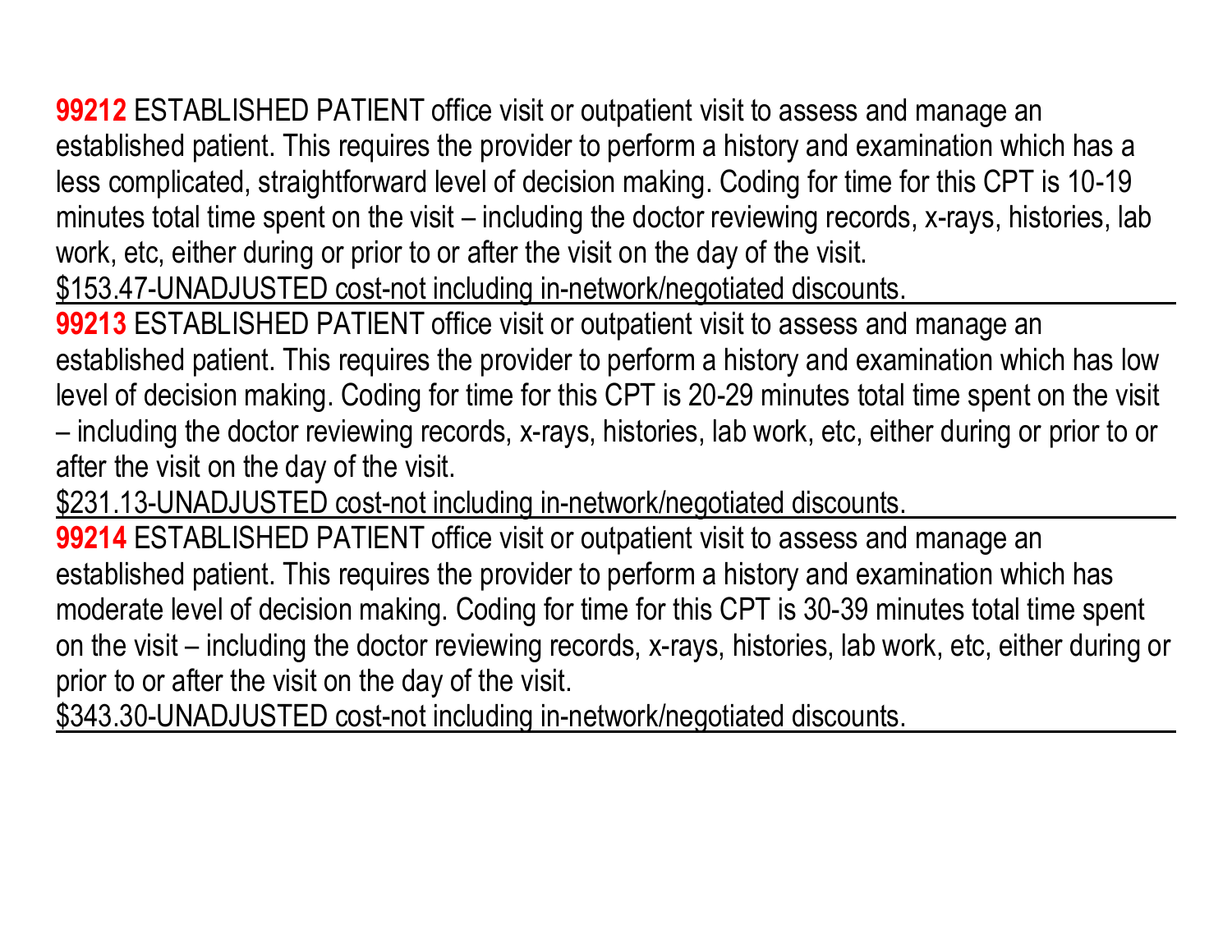**99212** ESTABLISHED PATIENT office visit or outpatient visit to assess and manage an established patient. This requires the provider to perform a history and examination which has a less complicated, straightforward level of decision making. Coding for time for this CPT is 10-19 minutes total time spent on the visit – including the doctor reviewing records, x-rays, histories, lab work, etc, either during or prior to or after the visit on the day of the visit.
$153.47-UNADJUSTED cost-not including in-network/negotiated discounts.

---

**99213** ESTABLISHED PATIENT office visit or outpatient visit to assess and manage an established patient. This requires the provider to perform a history and examination which has low level of decision making. Coding for time for this CPT is 20-29 minutes total time spent on the visit – including the doctor reviewing records, x-rays, histories, lab work, etc, either during or prior to or after the visit on the day of the visit.
$231.13-UNADJUSTED cost-not including in-network/negotiated discounts.

---

**99214** ESTABLISHED PATIENT office visit or outpatient visit to assess and manage an established patient. This requires the provider to perform a history and examination which has moderate level of decision making. Coding for time for this CPT is 30-39 minutes total time spent on the visit – including the doctor reviewing records, x-rays, histories, lab work, etc, either during or prior to or after the visit on the day of the visit.
$343.30-UNADJUSTED cost-not including in-network/negotiated discounts.

---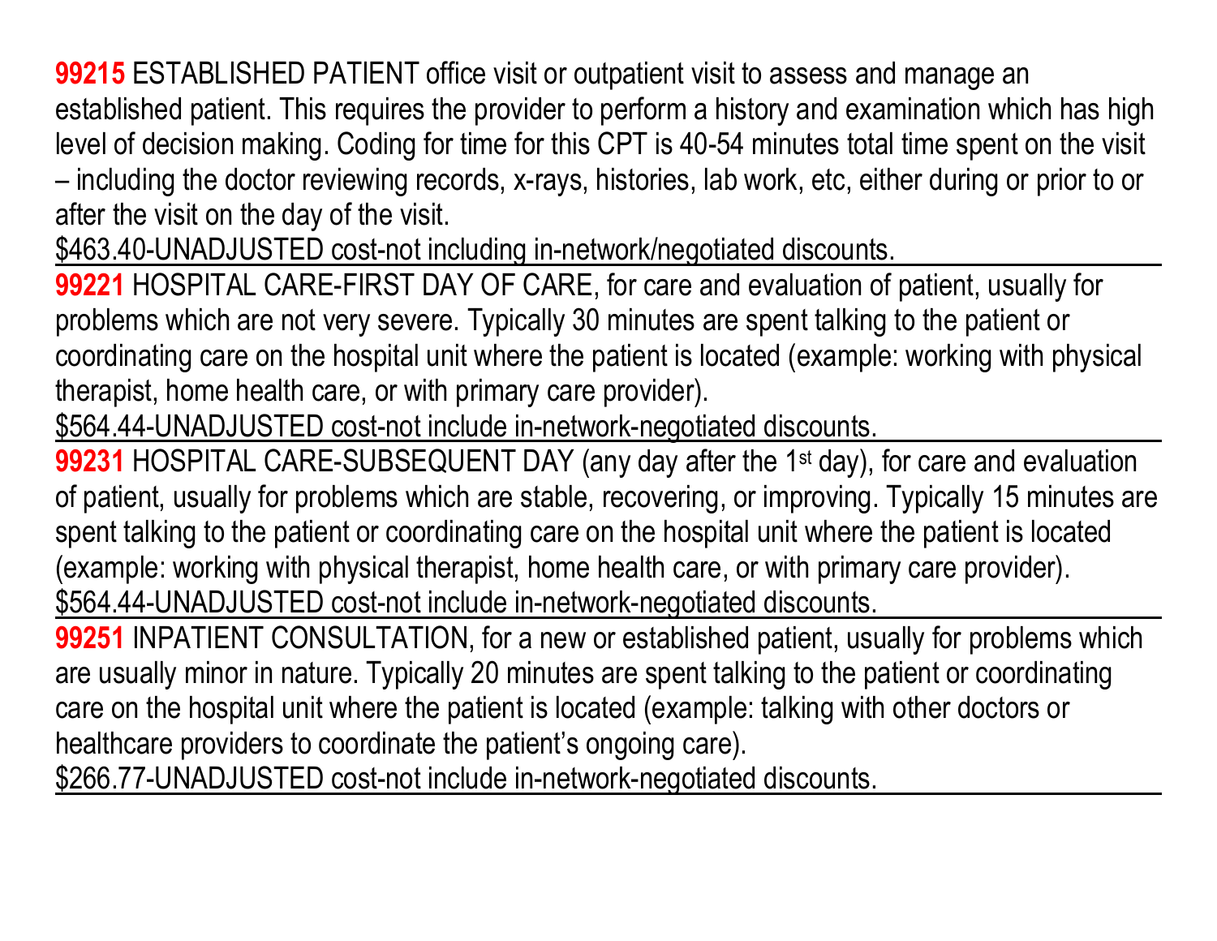**99215** ESTABLISHED PATIENT office visit or outpatient visit to assess and manage an established patient. This requires the provider to perform a history and examination which has high level of decision making. Coding for time for this CPT is 40-54 minutes total time spent on the visit – including the doctor reviewing records, x-rays, histories, lab work, etc, either during or prior to or after the visit on the day of the visit.

$463.40-UNADJUSTED cost-not including in-network/negotiated discounts.

---

**99221** HOSPITAL CARE-FIRST DAY OF CARE, for care and evaluation of patient, usually for problems which are not very severe. Typically 30 minutes are spent talking to the patient or coordinating care on the hospital unit where the patient is located (example: working with physical therapist, home health care, or with primary care provider).

$564.44-UNADJUSTED cost-not include in-network-negotiated discounts.

---

**99231** HOSPITAL CARE-SUBSEQUENT DAY (any day after the 1st day), for care and evaluation of patient, usually for problems which are stable, recovering, or improving. Typically 15 minutes are spent talking to the patient or coordinating care on the hospital unit where the patient is located (example: working with physical therapist, home health care, or with primary care provider).

$564.44-UNADJUSTED cost-not include in-network-negotiated discounts.

---

**99251** INPATIENT CONSULTATION, for a new or established patient, usually for problems which are usually minor in nature. Typically 20 minutes are spent talking to the patient or coordinating care on the hospital unit where the patient is located (example: talking with other doctors or healthcare providers to coordinate the patient's ongoing care).

$266.77-UNADJUSTED cost-not include in-network-negotiated discounts.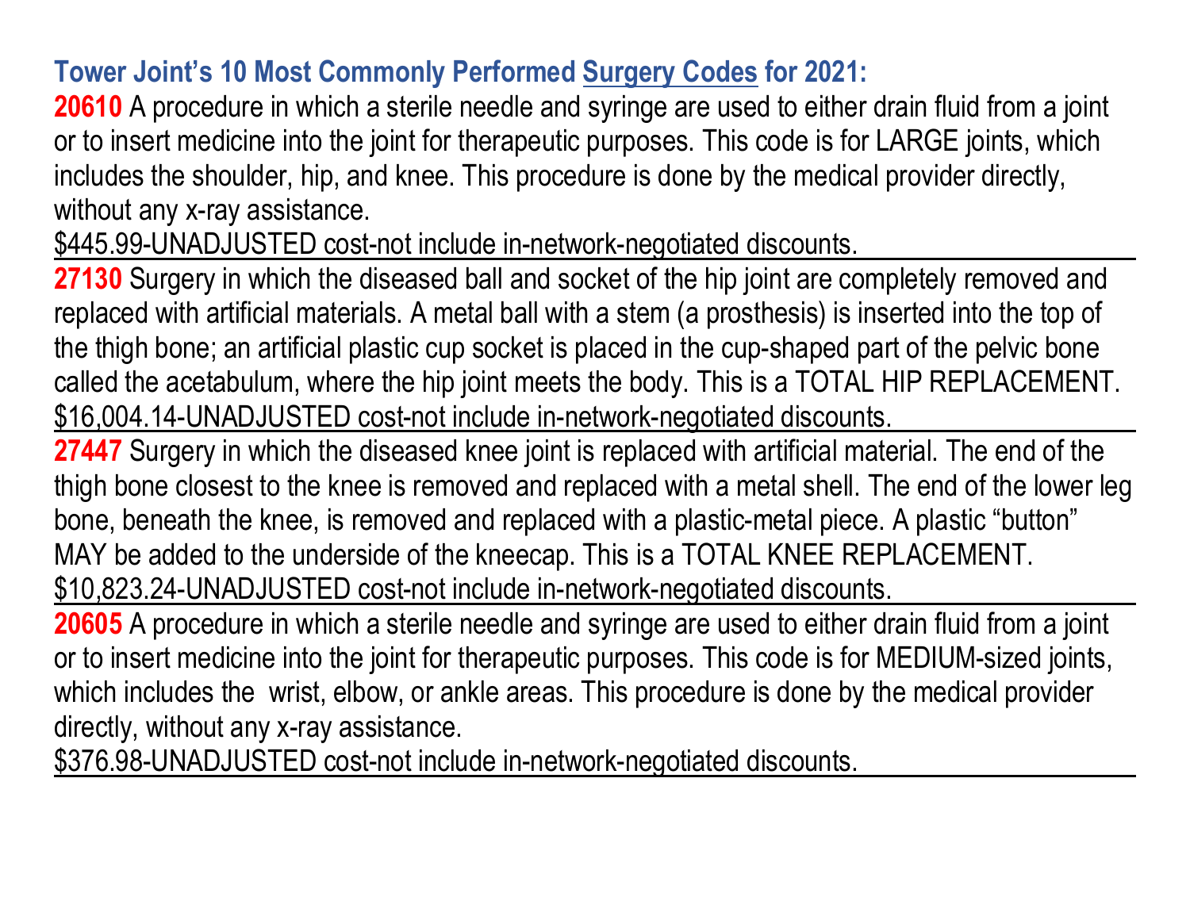## Tower Joint's 10 Most Commonly Performed Surgery Codes for 2021:

**20610** A procedure in which a sterile needle and syringe are used to either drain fluid from a joint or to insert medicine into the joint for therapeutic purposes. This code is for LARGE joints, which includes the shoulder, hip, and knee. This procedure is done by the medical provider directly, without any x-ray assistance.

$445.99-UNADJUSTED cost-not include in-network-negotiated discounts.

---

**27130** Surgery in which the diseased ball and socket of the hip joint are completely removed and replaced with artificial materials. A metal ball with a stem (a prosthesis) is inserted into the top of the thigh bone; an artificial plastic cup socket is placed in the cup-shaped part of the pelvic bone called the acetabulum, where the hip joint meets the body. This is a TOTAL HIP REPLACEMENT.

$16,004.14-UNADJUSTED cost-not include in-network-negotiated discounts.

---

**27447** Surgery in which the diseased knee joint is replaced with artificial material. The end of the thigh bone closest to the knee is removed and replaced with a metal shell. The end of the lower leg bone, beneath the knee, is removed and replaced with a plastic-metal piece. A plastic "button" MAY be added to the underside of the kneecap. This is a TOTAL KNEE REPLACEMENT.

$10,823.24-UNADJUSTED cost-not include in-network-negotiated discounts.

---

**20605** A procedure in which a sterile needle and syringe are used to either drain fluid from a joint or to insert medicine into the joint for therapeutic purposes. This code is for MEDIUM-sized joints, which includes the wrist, elbow, or ankle areas. This procedure is done by the medical provider directly, without any x-ray assistance.

$376.98-UNADJUSTED cost-not include in-network-negotiated discounts.

---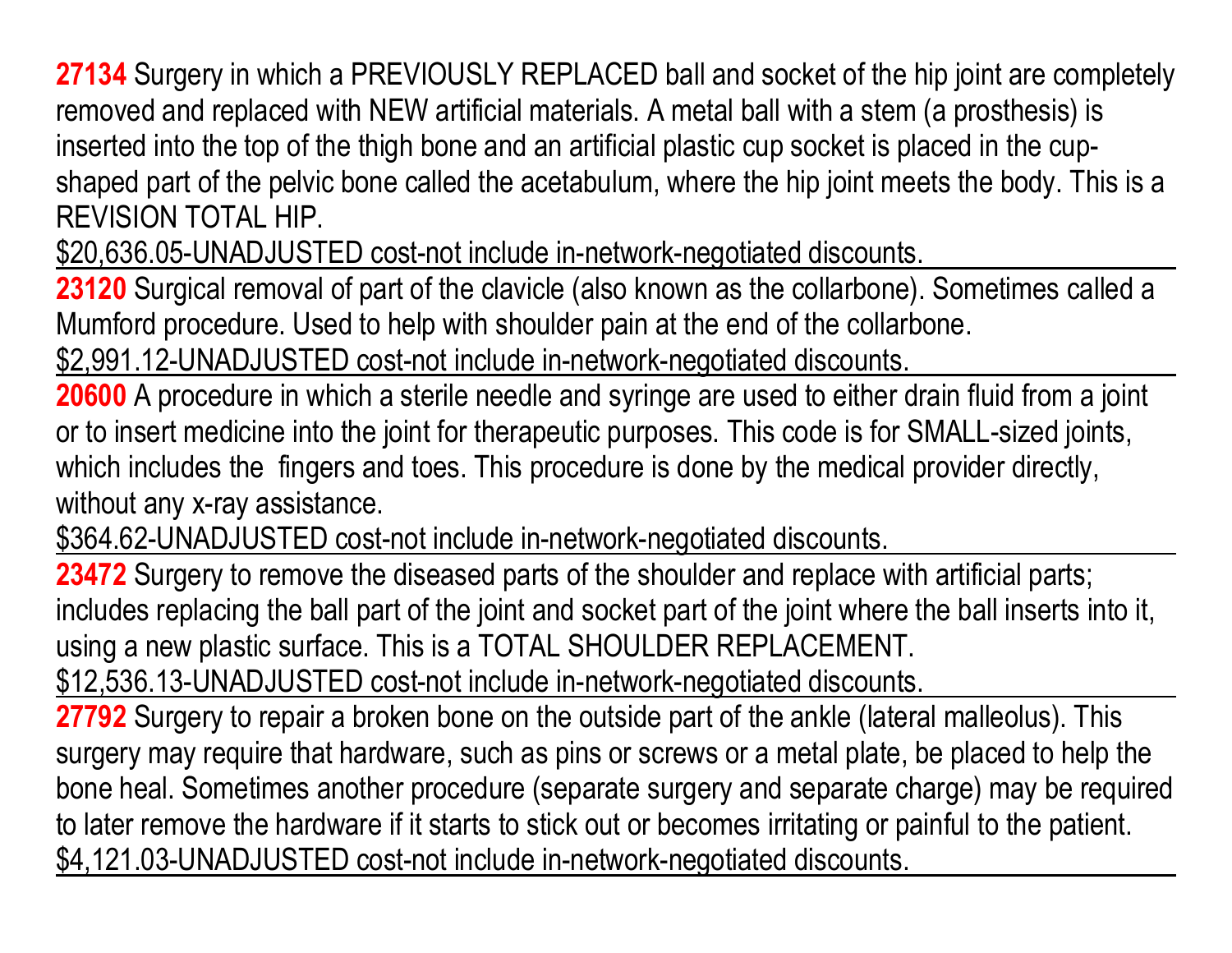**27134** Surgery in which a PREVIOUSLY REPLACED ball and socket of the hip joint are completely removed and replaced with NEW artificial materials. A metal ball with a stem (a prosthesis) is inserted into the top of the thigh bone and an artificial plastic cup socket is placed in the cup-shaped part of the pelvic bone called the acetabulum, where the hip joint meets the body. This is a REVISION TOTAL HIP.

$20,636.05-UNADJUSTED cost-not include in-network-negotiated discounts.

---

**23120** Surgical removal of part of the clavicle (also known as the collarbone). Sometimes called a Mumford procedure. Used to help with shoulder pain at the end of the collarbone.

$2,991.12-UNADJUSTED cost-not include in-network-negotiated discounts.

---

**20600** A procedure in which a sterile needle and syringe are used to either drain fluid from a joint or to insert medicine into the joint for therapeutic purposes. This code is for SMALL-sized joints, which includes the fingers and toes. This procedure is done by the medical provider directly, without any x-ray assistance.

$364.62-UNADJUSTED cost-not include in-network-negotiated discounts.

---

**23472** Surgery to remove the diseased parts of the shoulder and replace with artificial parts; includes replacing the ball part of the joint and socket part of the joint where the ball inserts into it, using a new plastic surface. This is a TOTAL SHOULDER REPLACEMENT.

$12,536.13-UNADJUSTED cost-not include in-network-negotiated discounts.

---

**27792** Surgery to repair a broken bone on the outside part of the ankle (lateral malleolus). This surgery may require that hardware, such as pins or screws or a metal plate, be placed to help the bone heal. Sometimes another procedure (separate surgery and separate charge) may be required to later remove the hardware if it starts to stick out or becomes irritating or painful to the patient.

$4,121.03-UNADJUSTED cost-not include in-network-negotiated discounts.

---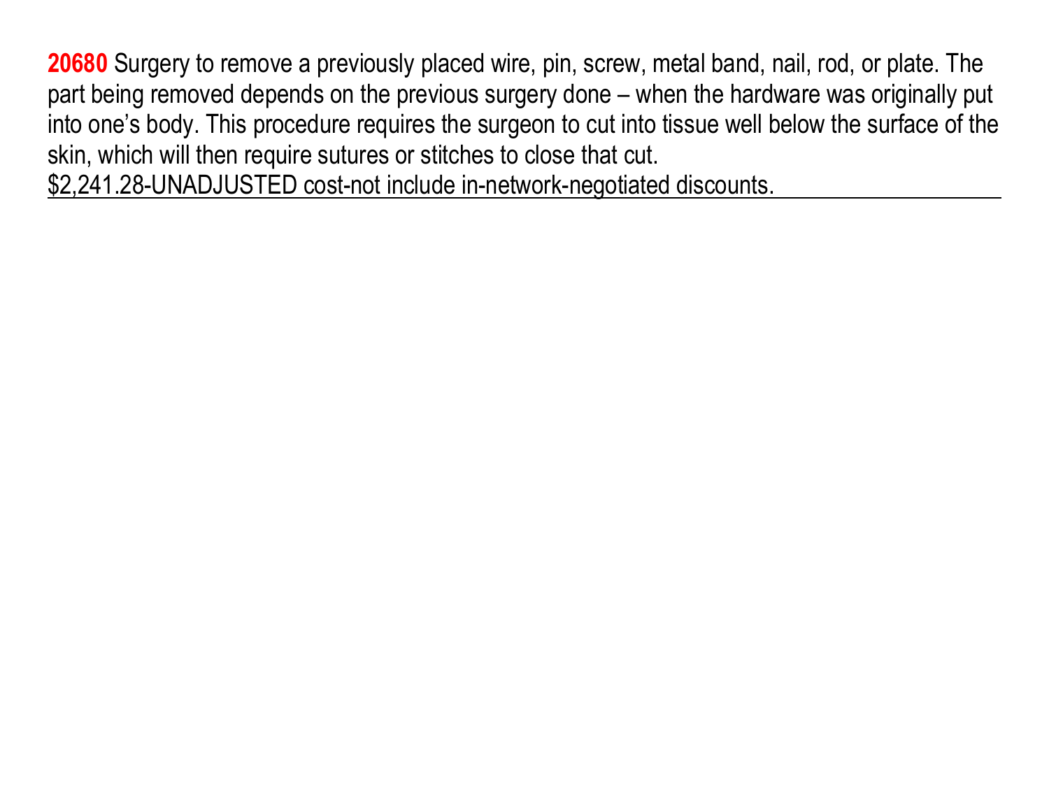**20680** Surgery to remove a previously placed wire, pin, screw, metal band, nail, rod, or plate. The part being removed depends on the previous surgery done – when the hardware was originally put into one's body. This procedure requires the surgeon to cut into tissue well below the surface of the skin, which will then require sutures or stitches to close that cut.

$2,241.28-UNADJUSTED cost-not include in-network-negotiated discounts.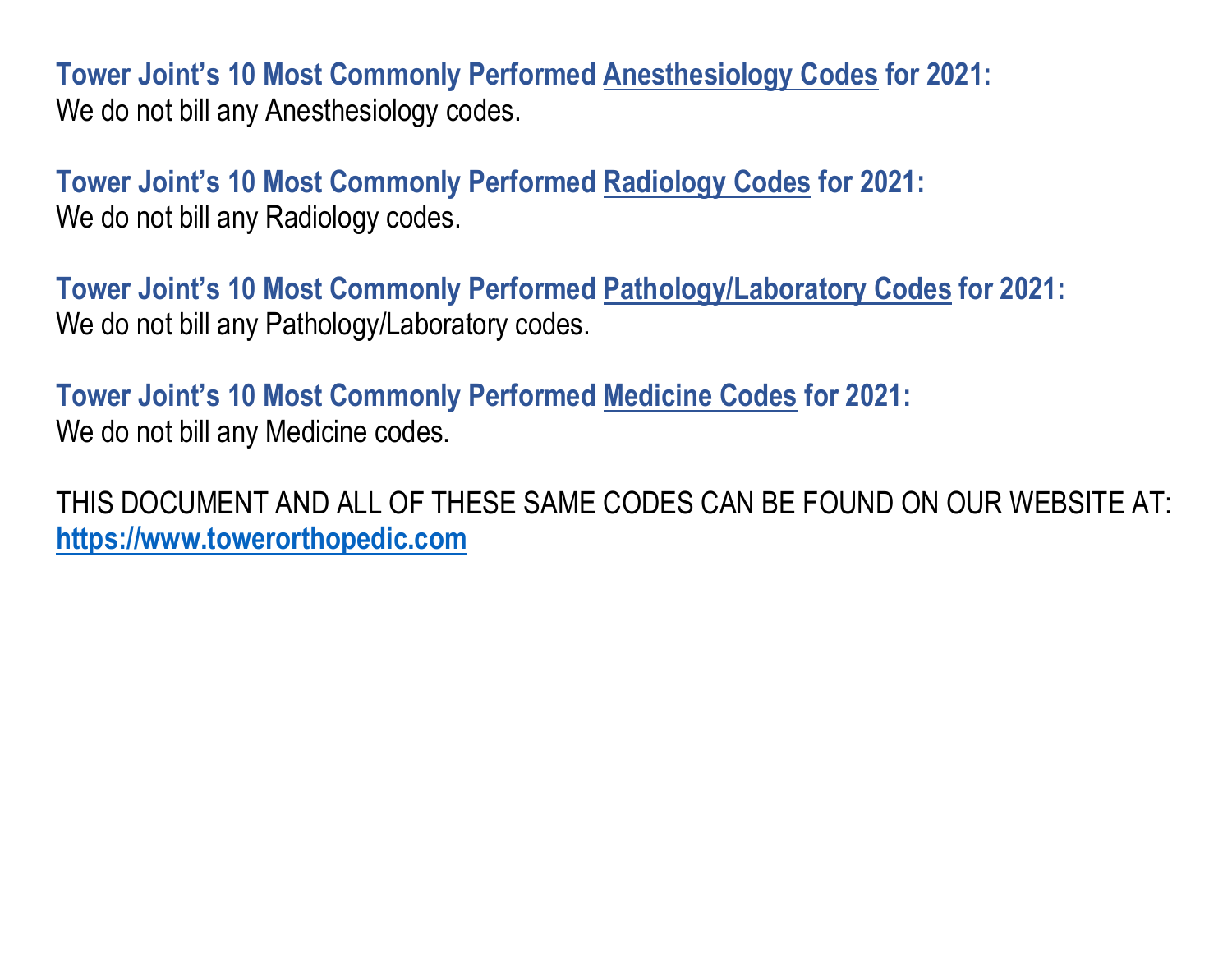**Tower Joint's 10 Most Commonly Performed Anesthesiology Codes for 2021:**
We do not bill any Anesthesiology codes.

**Tower Joint's 10 Most Commonly Performed Radiology Codes for 2021:**
We do not bill any Radiology codes.

**Tower Joint's 10 Most Commonly Performed Pathology/Laboratory Codes for 2021:**
We do not bill any Pathology/Laboratory codes.

**Tower Joint's 10 Most Commonly Performed Medicine Codes for 2021:**
We do not bill any Medicine codes.

THIS DOCUMENT AND ALL OF THESE SAME CODES CAN BE FOUND ON OUR WEBSITE AT:
**https://www.towerorthopedic.com**